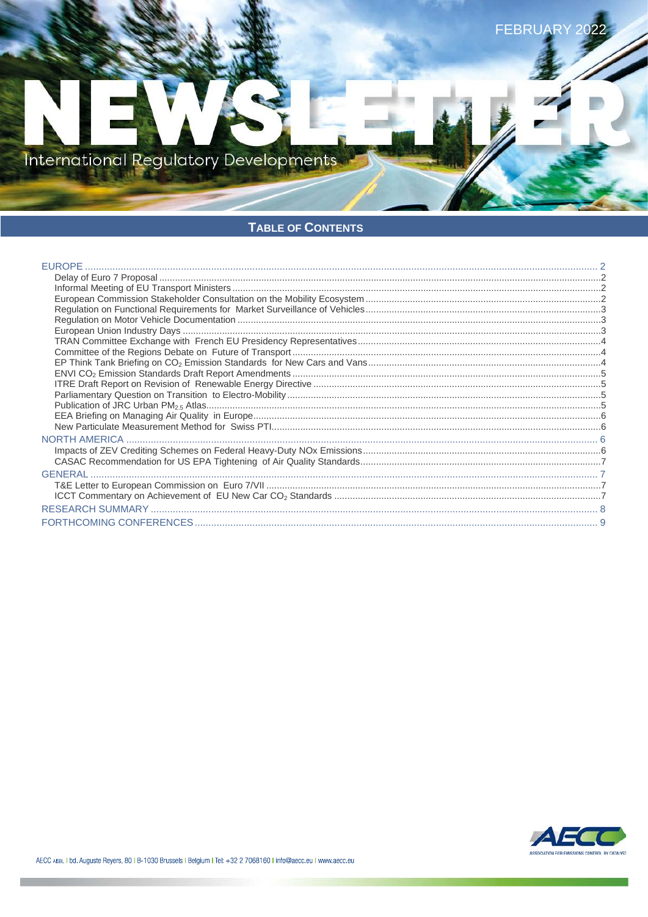FEBRUARY 2022

# NEWSLETTER

International Regulatory Developments

## TABLE OF CONTENTS

- EUROPE ..... 2
  - Delay of Euro 7 Proposal ..... 2
  - Informal Meeting of EU Transport Ministers ..... 2
  - European Commission Stakeholder Consultation on the Mobility Ecosystem ..... 2
  - Regulation on Functional Requirements for Market Surveillance of Vehicles ..... 3
  - Regulation on Motor Vehicle Documentation ..... 3
  - European Union Industry Days ..... 3
  - TRAN Committee Exchange with French EU Presidency Representatives ..... 4
  - Committee of the Regions Debate on Future of Transport ..... 4
  - EP Think Tank Briefing on $CO_2$ Emission Standards for New Cars and Vans ..... 4
  - ENVI $CO_2$ Emission Standards Draft Report Amendments ..... 5
  - ITRE Draft Report on Revision of Renewable Energy Directive ..... 5
  - Parliamentary Question on Transition to Electro-Mobility ..... 5
  - Publication of JRC Urban $PM_{2.5}$ Atlas ..... 5
  - EEA Briefing on Managing Air Quality in Europe ..... 6
  - New Particulate Measurement Method for Swiss PTI ..... 6
- NORTH AMERICA ..... 6
  - Impacts of ZEV Crediting Schemes on Federal Heavy-Duty NOx Emissions ..... 6
  - CASAC Recommendation for US EPA Tightening of Air Quality Standards ..... 7
- GENERAL ..... 7
  - T&E Letter to European Commission on Euro 7/VII ..... 7
  - ICCT Commentary on Achievement of EU New Car $CO_2$ Standards ..... 7
- RESEARCH SUMMARY ..... 8
- FORTHCOMING CONFERENCES ..... 9

AECC AISBL | bd. Auguste Reyers, 80 | B-1030 Brussels | Belgium | Tel: +32 2 7068160 | info@aecc.eu | www.aecc.eu

AECC ASSOCIATION FOR EMISSIONS CONTROL BY CATALYST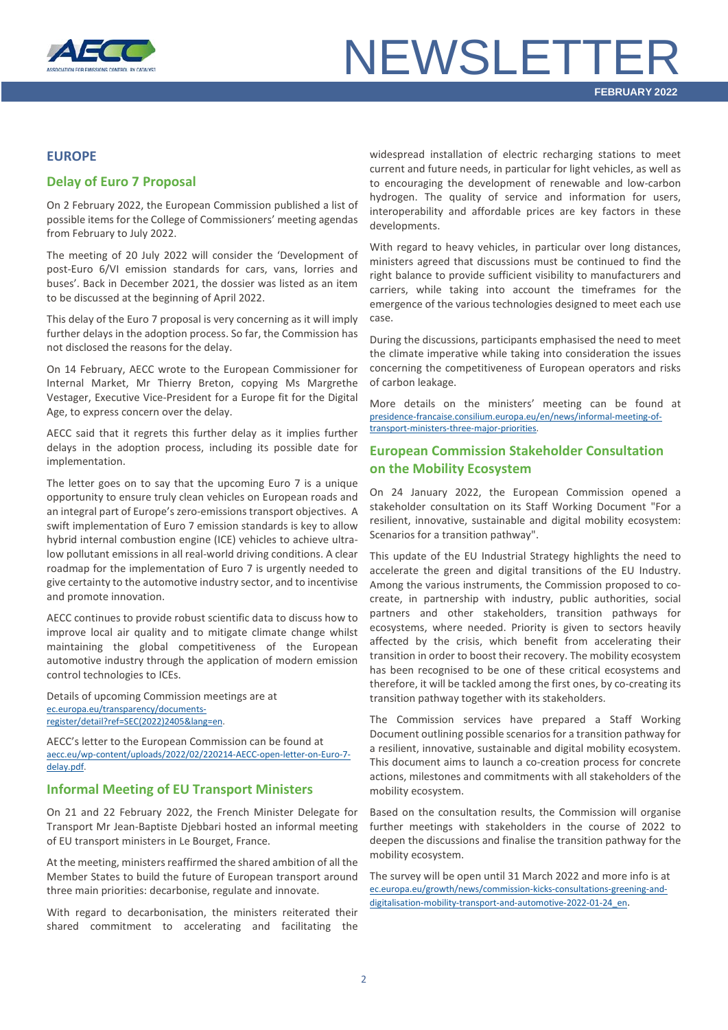## EUROPE

### Delay of Euro 7 Proposal

On 2 February 2022, the European Commission published a list of possible items for the College of Commissioners' meeting agendas from February to July 2022.

The meeting of 20 July 2022 will consider the 'Development of post-Euro 6/VI emission standards for cars, vans, lorries and buses'. Back in December 2021, the dossier was listed as an item to be discussed at the beginning of April 2022.

This delay of the Euro 7 proposal is very concerning as it will imply further delays in the adoption process. So far, the Commission has not disclosed the reasons for the delay.

On 14 February, AECC wrote to the European Commissioner for Internal Market, Mr Thierry Breton, copying Ms Margrethe Vestager, Executive Vice-President for a Europe fit for the Digital Age, to express concern over the delay.

AECC said that it regrets this further delay as it implies further delays in the adoption process, including its possible date for implementation.

The letter goes on to say that the upcoming Euro 7 is a unique opportunity to ensure truly clean vehicles on European roads and an integral part of Europe's zero-emissions transport objectives. A swift implementation of Euro 7 emission standards is key to allow hybrid internal combustion engine (ICE) vehicles to achieve ultra-low pollutant emissions in all real-world driving conditions. A clear roadmap for the implementation of Euro 7 is urgently needed to give certainty to the automotive industry sector, and to incentivise and promote innovation.

AECC continues to provide robust scientific data to discuss how to improve local air quality and to mitigate climate change whilst maintaining the global competitiveness of the European automotive industry through the application of modern emission control technologies to ICEs.

Details of upcoming Commission meetings are at ec.europa.eu/transparency/documents-register/detail?ref=SEC(2022)2405&lang=en.

AECC's letter to the European Commission can be found at aecc.eu/wp-content/uploads/2022/02/220214-AECC-open-letter-on-Euro-7-delay.pdf.

### Informal Meeting of EU Transport Ministers

On 21 and 22 February 2022, the French Minister Delegate for Transport Mr Jean-Baptiste Djebbari hosted an informal meeting of EU transport ministers in Le Bourget, France.

At the meeting, ministers reaffirmed the shared ambition of all the Member States to build the future of European transport around three main priorities: decarbonise, regulate and innovate.

With regard to decarbonisation, the ministers reiterated their shared commitment to accelerating and facilitating the widespread installation of electric recharging stations to meet current and future needs, in particular for light vehicles, as well as to encouraging the development of renewable and low-carbon hydrogen. The quality of service and information for users, interoperability and affordable prices are key factors in these developments.

With regard to heavy vehicles, in particular over long distances, ministers agreed that discussions must be continued to find the right balance to provide sufficient visibility to manufacturers and carriers, while taking into account the timeframes for the emergence of the various technologies designed to meet each use case.

During the discussions, participants emphasised the need to meet the climate imperative while taking into consideration the issues concerning the competitiveness of European operators and risks of carbon leakage.

More details on the ministers' meeting can be found at presidence-francaise.consilium.europa.eu/en/news/informal-meeting-of-transport-ministers-three-major-priorities.

### European Commission Stakeholder Consultation on the Mobility Ecosystem

On 24 January 2022, the European Commission opened a stakeholder consultation on its Staff Working Document "For a resilient, innovative, sustainable and digital mobility ecosystem: Scenarios for a transition pathway".

This update of the EU Industrial Strategy highlights the need to accelerate the green and digital transitions of the EU Industry. Among the various instruments, the Commission proposed to co-create, in partnership with industry, public authorities, social partners and other stakeholders, transition pathways for ecosystems, where needed. Priority is given to sectors heavily affected by the crisis, which benefit from accelerating their transition in order to boost their recovery. The mobility ecosystem has been recognised to be one of these critical ecosystems and therefore, it will be tackled among the first ones, by co-creating its transition pathway together with its stakeholders.

The Commission services have prepared a Staff Working Document outlining possible scenarios for a transition pathway for a resilient, innovative, sustainable and digital mobility ecosystem. This document aims to launch a co-creation process for concrete actions, milestones and commitments with all stakeholders of the mobility ecosystem.

Based on the consultation results, the Commission will organise further meetings with stakeholders in the course of 2022 to deepen the discussions and finalise the transition pathway for the mobility ecosystem.

The survey will be open until 31 March 2022 and more info is at ec.europa.eu/growth/news/commission-kicks-consultations-greening-and-digitalisation-mobility-transport-and-automotive-2022-01-24_en.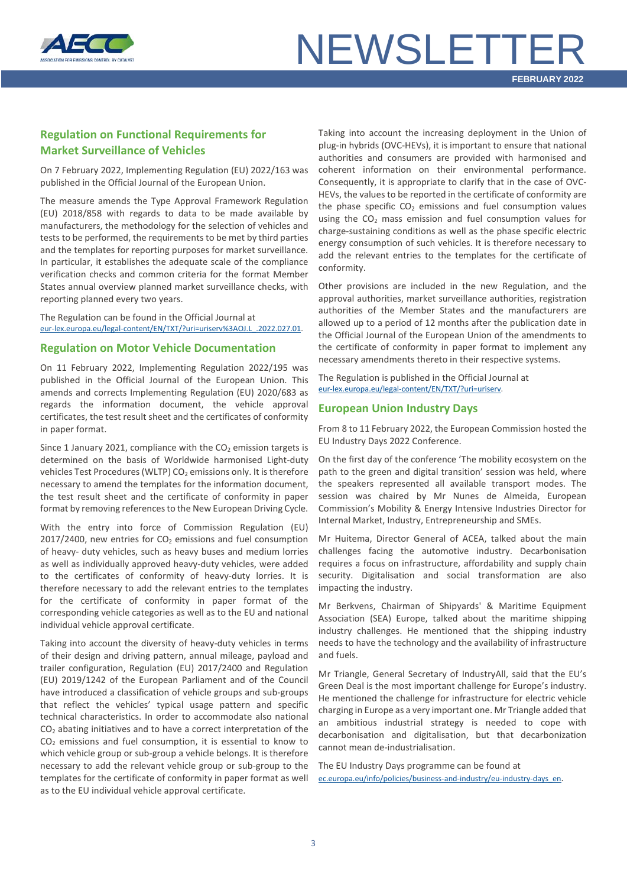## Regulation on Functional Requirements for Market Surveillance of Vehicles

On 7 February 2022, Implementing Regulation (EU) 2022/163 was published in the Official Journal of the European Union.

The measure amends the Type Approval Framework Regulation (EU) 2018/858 with regards to data to be made available by manufacturers, the methodology for the selection of vehicles and tests to be performed, the requirements to be met by third parties and the templates for reporting purposes for market surveillance. In particular, it establishes the adequate scale of the compliance verification checks and common criteria for the format Member States annual overview planned market surveillance checks, with reporting planned every two years.

The Regulation can be found in the Official Journal at eur-lex.europa.eu/legal-content/EN/TXT/?uri=uriserv%3AOJ.L_.2022.027.01.

## Regulation on Motor Vehicle Documentation

On 11 February 2022, Implementing Regulation 2022/195 was published in the Official Journal of the European Union. This amends and corrects Implementing Regulation (EU) 2020/683 as regards the information document, the vehicle approval certificates, the test result sheet and the certificates of conformity in paper format.

Since 1 January 2021, compliance with the $CO_2$ emission targets is determined on the basis of Worldwide harmonised Light-duty vehicles Test Procedures (WLTP) $CO_2$ emissions only. It is therefore necessary to amend the templates for the information document, the test result sheet and the certificate of conformity in paper format by removing references to the New European Driving Cycle.

With the entry into force of Commission Regulation (EU) 2017/2400, new entries for $CO_2$ emissions and fuel consumption of heavy- duty vehicles, such as heavy buses and medium lorries as well as individually approved heavy-duty vehicles, were added to the certificates of conformity of heavy-duty lorries. It is therefore necessary to add the relevant entries to the templates for the certificate of conformity in paper format of the corresponding vehicle categories as well as to the EU and national individual vehicle approval certificate.

Taking into account the diversity of heavy-duty vehicles in terms of their design and driving pattern, annual mileage, payload and trailer configuration, Regulation (EU) 2017/2400 and Regulation (EU) 2019/1242 of the European Parliament and of the Council have introduced a classification of vehicle groups and sub-groups that reflect the vehicles' typical usage pattern and specific technical characteristics. In order to accommodate also national $CO_2$ abating initiatives and to have a correct interpretation of the $CO_2$ emissions and fuel consumption, it is essential to know to which vehicle group or sub-group a vehicle belongs. It is therefore necessary to add the relevant vehicle group or sub-group to the templates for the certificate of conformity in paper format as well as to the EU individual vehicle approval certificate.

Taking into account the increasing deployment in the Union of plug-in hybrids (OVC-HEVs), it is important to ensure that national authorities and consumers are provided with harmonised and coherent information on their environmental performance. Consequently, it is appropriate to clarify that in the case of OVC-HEVs, the values to be reported in the certificate of conformity are the phase specific $CO_2$ emissions and fuel consumption values using the $CO_2$ mass emission and fuel consumption values for charge-sustaining conditions as well as the phase specific electric energy consumption of such vehicles. It is therefore necessary to add the relevant entries to the templates for the certificate of conformity.

Other provisions are included in the new Regulation, and the approval authorities, market surveillance authorities, registration authorities of the Member States and the manufacturers are allowed up to a period of 12 months after the publication date in the Official Journal of the European Union of the amendments to the certificate of conformity in paper format to implement any necessary amendments thereto in their respective systems.

The Regulation is published in the Official Journal at eur-lex.europa.eu/legal-content/EN/TXT/?uri=uriserv.

## European Union Industry Days

From 8 to 11 February 2022, the European Commission hosted the EU Industry Days 2022 Conference.

On the first day of the conference 'The mobility ecosystem on the path to the green and digital transition' session was held, where the speakers represented all available transport modes. The session was chaired by Mr Nunes de Almeida, European Commission's Mobility & Energy Intensive Industries Director for Internal Market, Industry, Entrepreneurship and SMEs.

Mr Huitema, Director General of ACEA, talked about the main challenges facing the automotive industry. Decarbonisation requires a focus on infrastructure, affordability and supply chain security. Digitalisation and social transformation are also impacting the industry.

Mr Berkvens, Chairman of Shipyards' & Maritime Equipment Association (SEA) Europe, talked about the maritime shipping industry challenges. He mentioned that the shipping industry needs to have the technology and the availability of infrastructure and fuels.

Mr Triangle, General Secretary of IndustryAll, said that the EU's Green Deal is the most important challenge for Europe's industry. He mentioned the challenge for infrastructure for electric vehicle charging in Europe as a very important one. Mr Triangle added that an ambitious industrial strategy is needed to cope with decarbonisation and digitalisation, but that decarbonization cannot mean de-industrialisation.

The EU Industry Days programme can be found at ec.europa.eu/info/policies/business-and-industry/eu-industry-days_en.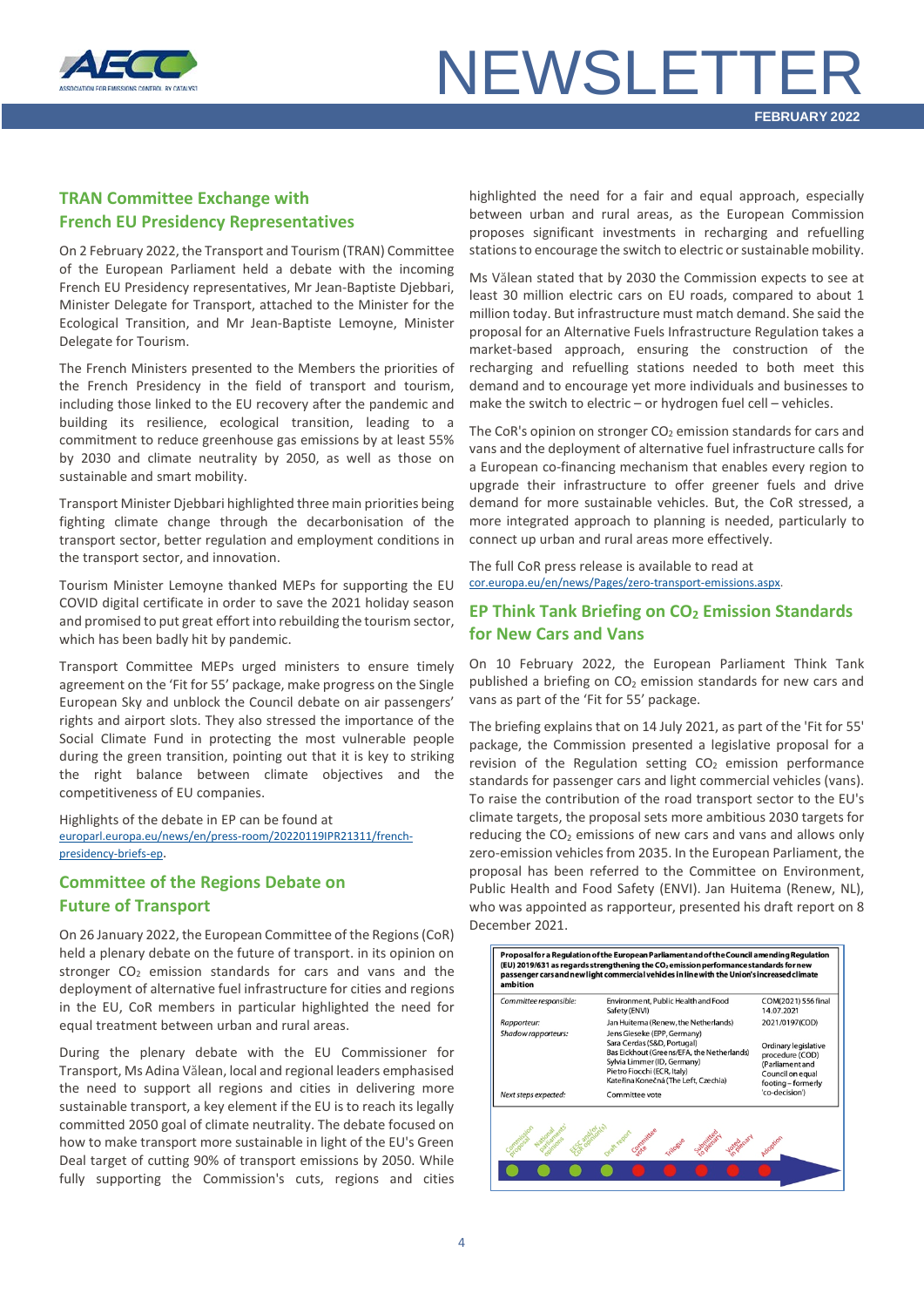## TRAN Committee Exchange with French EU Presidency Representatives

On 2 February 2022, the Transport and Tourism (TRAN) Committee of the European Parliament held a debate with the incoming French EU Presidency representatives, Mr Jean-Baptiste Djebbari, Minister Delegate for Transport, attached to the Minister for the Ecological Transition, and Mr Jean-Baptiste Lemoyne, Minister Delegate for Tourism.

The French Ministers presented to the Members the priorities of the French Presidency in the field of transport and tourism, including those linked to the EU recovery after the pandemic and building its resilience, ecological transition, leading to a commitment to reduce greenhouse gas emissions by at least 55% by 2030 and climate neutrality by 2050, as well as those on sustainable and smart mobility.

Transport Minister Djebbari highlighted three main priorities being fighting climate change through the decarbonisation of the transport sector, better regulation and employment conditions in the transport sector, and innovation.

Tourism Minister Lemoyne thanked MEPs for supporting the EU COVID digital certificate in order to save the 2021 holiday season and promised to put great effort into rebuilding the tourism sector, which has been badly hit by pandemic.

Transport Committee MEPs urged ministers to ensure timely agreement on the 'Fit for 55' package, make progress on the Single European Sky and unblock the Council debate on air passengers' rights and airport slots. They also stressed the importance of the Social Climate Fund in protecting the most vulnerable people during the green transition, pointing out that it is key to striking the right balance between climate objectives and the competitiveness of EU companies.

Highlights of the debate in EP can be found at europarl.europa.eu/news/en/press-room/20220119IPR21311/french-presidency-briefs-ep.

## Committee of the Regions Debate on Future of Transport

On 26 January 2022, the European Committee of the Regions (CoR) held a plenary debate on the future of transport. in its opinion on stronger $CO_2$ emission standards for cars and vans and the deployment of alternative fuel infrastructure for cities and regions in the EU, CoR members in particular highlighted the need for equal treatment between urban and rural areas.

During the plenary debate with the EU Commissioner for Transport, Ms Adina Vălean, local and regional leaders emphasised the need to support all regions and cities in delivering more sustainable transport, a key element if the EU is to reach its legally committed 2050 goal of climate neutrality. The debate focused on how to make transport more sustainable in light of the EU's Green Deal target of cutting 90% of transport emissions by 2050. While fully supporting the Commission's cuts, regions and cities highlighted the need for a fair and equal approach, especially between urban and rural areas, as the European Commission proposes significant investments in recharging and refuelling stations to encourage the switch to electric or sustainable mobility.

Ms Vălean stated that by 2030 the Commission expects to see at least 30 million electric cars on EU roads, compared to about 1 million today. But infrastructure must match demand. She said the proposal for an Alternative Fuels Infrastructure Regulation takes a market-based approach, ensuring the construction of the recharging and refuelling stations needed to both meet this demand and to encourage yet more individuals and businesses to make the switch to electric – or hydrogen fuel cell – vehicles.

The CoR's opinion on stronger $CO_2$ emission standards for cars and vans and the deployment of alternative fuel infrastructure calls for a European co-financing mechanism that enables every region to upgrade their infrastructure to offer greener fuels and drive demand for more sustainable vehicles. But, the CoR stressed, a more integrated approach to planning is needed, particularly to connect up urban and rural areas more effectively.

The full CoR press release is available to read at cor.europa.eu/en/news/Pages/zero-transport-emissions.aspx.

## EP Think Tank Briefing on $CO_2$ Emission Standards for New Cars and Vans

On 10 February 2022, the European Parliament Think Tank published a briefing on $CO_2$ emission standards for new cars and vans as part of the 'Fit for 55' package.

The briefing explains that on 14 July 2021, as part of the 'Fit for 55' package, the Commission presented a legislative proposal for a revision of the Regulation setting $CO_2$ emission performance standards for passenger cars and light commercial vehicles (vans). To raise the contribution of the road transport sector to the EU's climate targets, the proposal sets more ambitious 2030 targets for reducing the $CO_2$ emissions of new cars and vans and allows only zero-emission vehicles from 2035. In the European Parliament, the proposal has been referred to the Committee on Environment, Public Health and Food Safety (ENVI). Jan Huitema (Renew, NL), who was appointed as rapporteur, presented his draft report on 8 December 2021.

**Proposal for a Regulation of the European Parliament and of the Council amending Regulation (EU) 2019/631 as regards strengthening the $CO_2$ emission performance standards for new passenger cars and new light commercial vehicles in line with the Union's increased climate ambition**

| | | |
|---|---|---|
| *Committee responsible:* | Environment, Public Health and Food Safety (ENVI) | COM(2021) 556 final 14.07.2021 |
| *Rapporteur:* | Jan Huitema (Renew, the Netherlands) | 2021/0197(COD) |
| *Shadow rapporteurs:* | Jens Gieseke (EPP, Germany)<br>Sara Cerdas (S&D, Portugal)<br>Bas Eickhout (Greens/EFA, the Netherlands)<br>Sylvia Limmer (ID, Germany)<br>Pietro Fiocchi (ECR, Italy)<br>Kateřina Konečná (The Left, Czechia) | Ordinary legislative procedure (COD) (Parliament and Council on equal footing – formerly 'co-decision') |
| *Next steps expected:* | Committee vote | |

Commission proposal → National parliaments' opinions → EESC and/or CoR opinion(s) → Draft report → Committee vote → Trilogue → Submitted to plenary → Voted in plenary → Adoption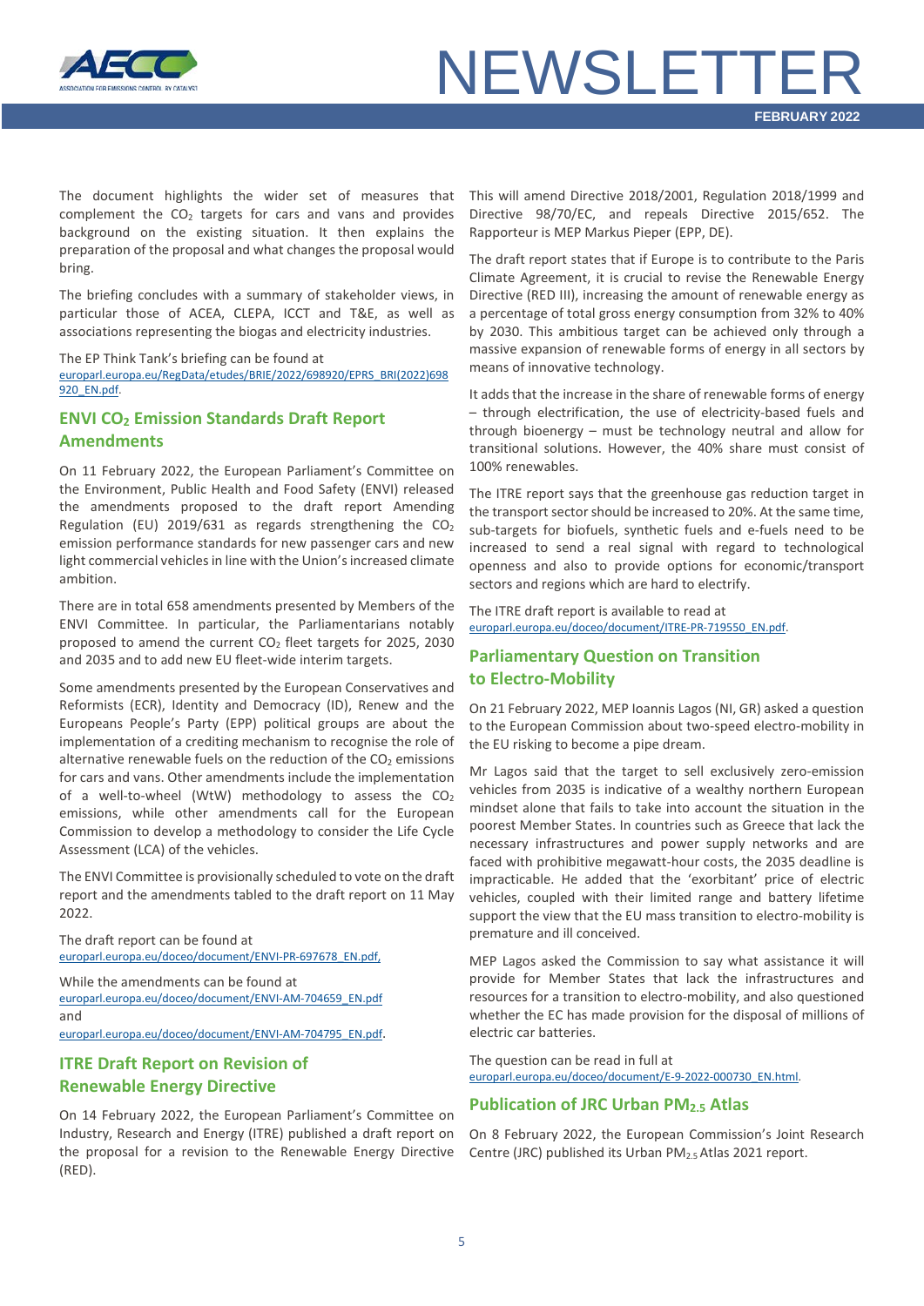The document highlights the wider set of measures that complement the $CO_2$ targets for cars and vans and provides background on the existing situation. It then explains the preparation of the proposal and what changes the proposal would bring.

The briefing concludes with a summary of stakeholder views, in particular those of ACEA, CLEPA, ICCT and T&E, as well as associations representing the biogas and electricity industries.

The EP Think Tank's briefing can be found at
europarl.europa.eu/RegData/etudes/BRIE/2022/698920/EPRS_BRI(2022)698920_EN.pdf.

## ENVI $CO_2$ Emission Standards Draft Report Amendments

On 11 February 2022, the European Parliament's Committee on the Environment, Public Health and Food Safety (ENVI) released the amendments proposed to the draft report Amending Regulation (EU) 2019/631 as regards strengthening the $CO_2$ emission performance standards for new passenger cars and new light commercial vehicles in line with the Union's increased climate ambition.

There are in total 658 amendments presented by Members of the ENVI Committee. In particular, the Parliamentarians notably proposed to amend the current $CO_2$ fleet targets for 2025, 2030 and 2035 and to add new EU fleet-wide interim targets.

Some amendments presented by the European Conservatives and Reformists (ECR), Identity and Democracy (ID), Renew and the Europeans People's Party (EPP) political groups are about the implementation of a crediting mechanism to recognise the role of alternative renewable fuels on the reduction of the $CO_2$ emissions for cars and vans. Other amendments include the implementation of a well-to-wheel (WtW) methodology to assess the $CO_2$ emissions, while other amendments call for the European Commission to develop a methodology to consider the Life Cycle Assessment (LCA) of the vehicles.

The ENVI Committee is provisionally scheduled to vote on the draft report and the amendments tabled to the draft report on 11 May 2022.

The draft report can be found at
europarl.europa.eu/doceo/document/ENVI-PR-697678_EN.pdf,

While the amendments can be found at
europarl.europa.eu/doceo/document/ENVI-AM-704659_EN.pdf
and
europarl.europa.eu/doceo/document/ENVI-AM-704795_EN.pdf.

## ITRE Draft Report on Revision of Renewable Energy Directive

On 14 February 2022, the European Parliament's Committee on Industry, Research and Energy (ITRE) published a draft report on the proposal for a revision to the Renewable Energy Directive (RED).

This will amend Directive 2018/2001, Regulation 2018/1999 and Directive 98/70/EC, and repeals Directive 2015/652. The Rapporteur is MEP Markus Pieper (EPP, DE).

The draft report states that if Europe is to contribute to the Paris Climate Agreement, it is crucial to revise the Renewable Energy Directive (RED III), increasing the amount of renewable energy as a percentage of total gross energy consumption from 32% to 40% by 2030. This ambitious target can be achieved only through a massive expansion of renewable forms of energy in all sectors by means of innovative technology.

It adds that the increase in the share of renewable forms of energy – through electrification, the use of electricity-based fuels and through bioenergy – must be technology neutral and allow for transitional solutions. However, the 40% share must consist of 100% renewables.

The ITRE report says that the greenhouse gas reduction target in the transport sector should be increased to 20%. At the same time, sub-targets for biofuels, synthetic fuels and e-fuels need to be increased to send a real signal with regard to technological openness and also to provide options for economic/transport sectors and regions which are hard to electrify.

The ITRE draft report is available to read at
europarl.europa.eu/doceo/document/ITRE-PR-719550_EN.pdf.

## Parliamentary Question on Transition to Electro-Mobility

On 21 February 2022, MEP Ioannis Lagos (NI, GR) asked a question to the European Commission about two-speed electro-mobility in the EU risking to become a pipe dream.

Mr Lagos said that the target to sell exclusively zero-emission vehicles from 2035 is indicative of a wealthy northern European mindset alone that fails to take into account the situation in the poorest Member States. In countries such as Greece that lack the necessary infrastructures and power supply networks and are faced with prohibitive megawatt-hour costs, the 2035 deadline is impracticable. He added that the 'exorbitant' price of electric vehicles, coupled with their limited range and battery lifetime support the view that the EU mass transition to electro-mobility is premature and ill conceived.

MEP Lagos asked the Commission to say what assistance it will provide for Member States that lack the infrastructures and resources for a transition to electro-mobility, and also questioned whether the EC has made provision for the disposal of millions of electric car batteries.

The question can be read in full at
europarl.europa.eu/doceo/document/E-9-2022-000730_EN.html.

## Publication of JRC Urban $PM_{2.5}$ Atlas

On 8 February 2022, the European Commission's Joint Research Centre (JRC) published its Urban $PM_{2.5}$ Atlas 2021 report.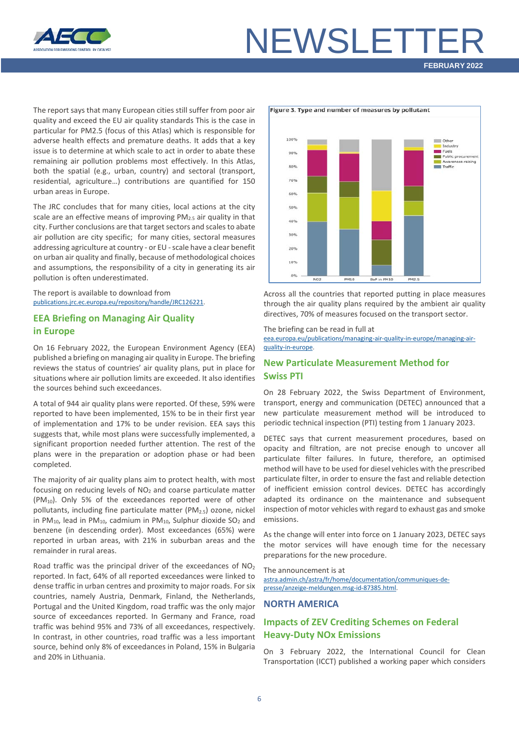The report says that many European cities still suffer from poor air quality and exceed the EU air quality standards This is the case in particular for PM2.5 (focus of this Atlas) which is responsible for adverse health effects and premature deaths. It adds that a key issue is to determine at which scale to act in order to abate these remaining air pollution problems most effectively. In this Atlas, both the spatial (e.g., urban, country) and sectoral (transport, residential, agriculture…) contributions are quantified for 150 urban areas in Europe.

The JRC concludes that for many cities, local actions at the city scale are an effective means of improving $PM_{2.5}$ air quality in that city. Further conclusions are that target sectors and scales to abate air pollution are city specific; for many cities, sectoral measures addressing agriculture at country - or EU - scale have a clear benefit on urban air quality and finally, because of methodological choices and assumptions, the responsibility of a city in generating its air pollution is often underestimated.

The report is available to download from publications.jrc.ec.europa.eu/repository/handle/JRC126221.

## EEA Briefing on Managing Air Quality in Europe

On 16 February 2022, the European Environment Agency (EEA) published a briefing on managing air quality in Europe. The briefing reviews the status of countries' air quality plans, put in place for situations where air pollution limits are exceeded. It also identifies the sources behind such exceedances.

A total of 944 air quality plans were reported. Of these, 59% were reported to have been implemented, 15% to be in their first year of implementation and 17% to be under revision. EEA says this suggests that, while most plans were successfully implemented, a significant proportion needed further attention. The rest of the plans were in the preparation or adoption phase or had been completed.

The majority of air quality plans aim to protect health, with most focusing on reducing levels of $NO_2$ and coarse particulate matter ($PM_{10}$). Only 5% of the exceedances reported were of other pollutants, including fine particulate matter ($PM_{2.5}$) ozone, nickel in $PM_{10}$, lead in $PM_{10}$, cadmium in $PM_{10}$, Sulphur dioxide $SO_2$ and benzene (in descending order). Most exceedances (65%) were reported in urban areas, with 21% in suburban areas and the remainder in rural areas.

Road traffic was the principal driver of the exceedances of $NO_2$ reported. In fact, 64% of all reported exceedances were linked to dense traffic in urban centres and proximity to major roads. For six countries, namely Austria, Denmark, Finland, the Netherlands, Portugal and the United Kingdom, road traffic was the only major source of exceedances reported. In Germany and France, road traffic was behind 95% and 73% of all exceedances, respectively. In contrast, in other countries, road traffic was a less important source, behind only 8% of exceedances in Poland, 15% in Bulgaria and 20% in Lithuania.

**Figure 3. Type and number of measures by pollutant**

Across all the countries that reported putting in place measures through the air quality plans required by the ambient air quality directives, 70% of measures focused on the transport sector.

The briefing can be read in full at eea.europa.eu/publications/managing-air-quality-in-europe/managing-air-quality-in-europe.

## New Particulate Measurement Method for Swiss PTI

On 28 February 2022, the Swiss Department of Environment, transport, energy and communication (DETEC) announced that a new particulate measurement method will be introduced to periodic technical inspection (PTI) testing from 1 January 2023.

DETEC says that current measurement procedures, based on opacity and filtration, are not precise enough to uncover all particulate filter failures. In future, therefore, an optimised method will have to be used for diesel vehicles with the prescribed particulate filter, in order to ensure the fast and reliable detection of inefficient emission control devices. DETEC has accordingly adapted its ordinance on the maintenance and subsequent inspection of motor vehicles with regard to exhaust gas and smoke emissions.

As the change will enter into force on 1 January 2023, DETEC says the motor services will have enough time for the necessary preparations for the new procedure.

The announcement is at astra.admin.ch/astra/fr/home/documentation/communiques-de-presse/anzeige-meldungen.msg-id-87385.html.

# NORTH AMERICA

## Impacts of ZEV Crediting Schemes on Federal Heavy-Duty NOx Emissions

On 3 February 2022, the International Council for Clean Transportation (ICCT) published a working paper which considers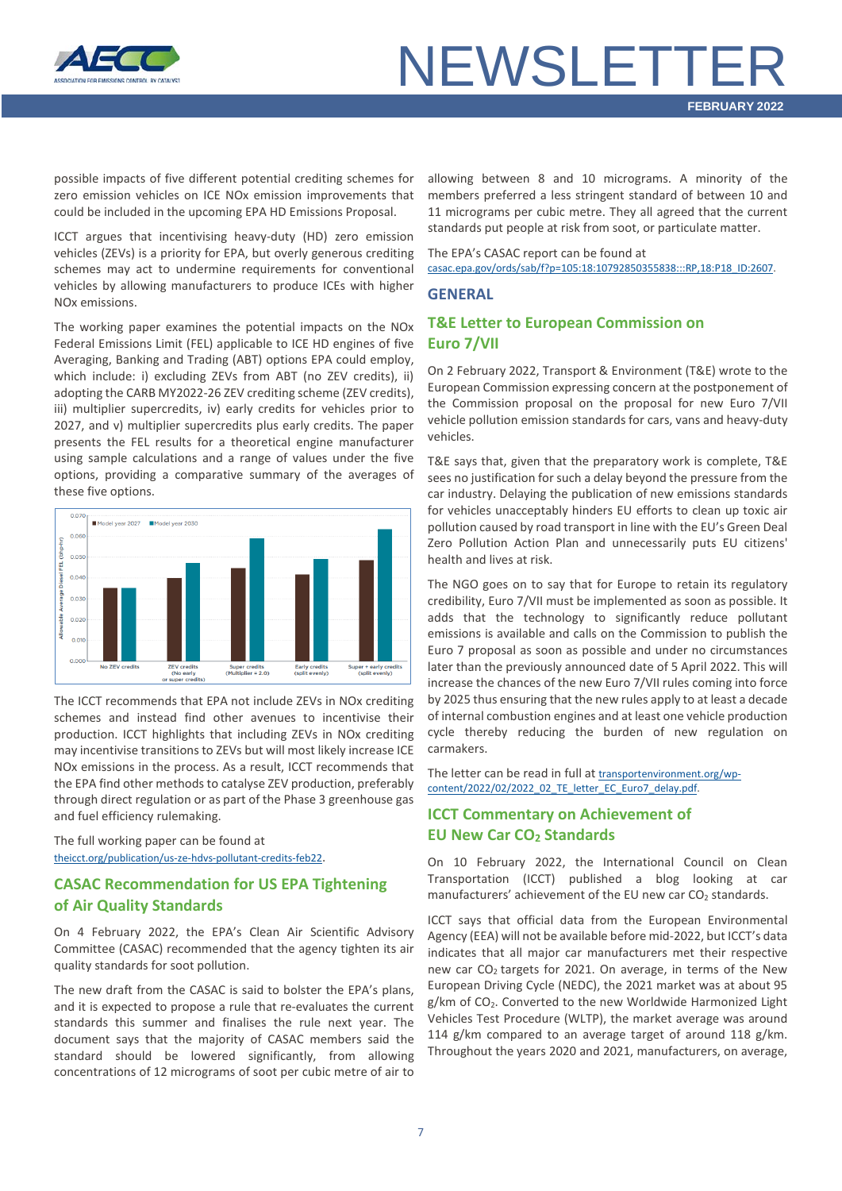possible impacts of five different potential crediting schemes for zero emission vehicles on ICE NOx emission improvements that could be included in the upcoming EPA HD Emissions Proposal.

ICCT argues that incentivising heavy-duty (HD) zero emission vehicles (ZEVs) is a priority for EPA, but overly generous crediting schemes may act to undermine requirements for conventional vehicles by allowing manufacturers to produce ICEs with higher NOx emissions.

The working paper examines the potential impacts on the NOx Federal Emissions Limit (FEL) applicable to ICE HD engines of five Averaging, Banking and Trading (ABT) options EPA could employ, which include: i) excluding ZEVs from ABT (no ZEV credits), ii) adopting the CARB MY2022-26 ZEV crediting scheme (ZEV credits), iii) multiplier supercredits, iv) early credits for vehicles prior to 2027, and v) multiplier supercredits plus early credits. The paper presents the FEL results for a theoretical engine manufacturer using sample calculations and a range of values under the five options, providing a comparative summary of the averages of these five options.

The ICCT recommends that EPA not include ZEVs in NOx crediting schemes and instead find other avenues to incentivise their production. ICCT highlights that including ZEVs in NOx crediting may incentivise transitions to ZEVs but will most likely increase ICE NOx emissions in the process. As a result, ICCT recommends that the EPA find other methods to catalyse ZEV production, preferably through direct regulation or as part of the Phase 3 greenhouse gas and fuel efficiency rulemaking.

The full working paper can be found at theicct.org/publication/us-ze-hdvs-pollutant-credits-feb22.

## CASAC Recommendation for US EPA Tightening of Air Quality Standards

On 4 February 2022, the EPA's Clean Air Scientific Advisory Committee (CASAC) recommended that the agency tighten its air quality standards for soot pollution.

The new draft from the CASAC is said to bolster the EPA's plans, and it is expected to propose a rule that re-evaluates the current standards this summer and finalises the rule next year. The document says that the majority of CASAC members said the standard should be lowered significantly, from allowing concentrations of 12 micrograms of soot per cubic metre of air to allowing between 8 and 10 micrograms. A minority of the members preferred a less stringent standard of between 10 and 11 micrograms per cubic metre. They all agreed that the current standards put people at risk from soot, or particulate matter.

The EPA's CASAC report can be found at casac.epa.gov/ords/sab/f?p=105:18:10792850355838:::RP,18:P18_ID:2607.

# GENERAL

## T&E Letter to European Commission on Euro 7/VII

On 2 February 2022, Transport & Environment (T&E) wrote to the European Commission expressing concern at the postponement of the Commission proposal on the proposal for new Euro 7/VII vehicle pollution emission standards for cars, vans and heavy-duty vehicles.

T&E says that, given that the preparatory work is complete, T&E sees no justification for such a delay beyond the pressure from the car industry. Delaying the publication of new emissions standards for vehicles unacceptably hinders EU efforts to clean up toxic air pollution caused by road transport in line with the EU's Green Deal Zero Pollution Action Plan and unnecessarily puts EU citizens' health and lives at risk.

The NGO goes on to say that for Europe to retain its regulatory credibility, Euro 7/VII must be implemented as soon as possible. It adds that the technology to significantly reduce pollutant emissions is available and calls on the Commission to publish the Euro 7 proposal as soon as possible and under no circumstances later than the previously announced date of 5 April 2022. This will increase the chances of the new Euro 7/VII rules coming into force by 2025 thus ensuring that the new rules apply to at least a decade of internal combustion engines and at least one vehicle production cycle thereby reducing the burden of new regulation on carmakers.

The letter can be read in full at transportenvironment.org/wp-content/2022/02/2022_02_TE_letter_EC_Euro7_delay.pdf.

## ICCT Commentary on Achievement of EU New Car $CO_2$ Standards

On 10 February 2022, the International Council on Clean Transportation (ICCT) published a blog looking at car manufacturers' achievement of the EU new car $CO_2$ standards.

ICCT says that official data from the European Environmental Agency (EEA) will not be available before mid-2022, but ICCT's data indicates that all major car manufacturers met their respective new car $CO_2$ targets for 2021. On average, in terms of the New European Driving Cycle (NEDC), the 2021 market was at about 95 g/km of $CO_2$. Converted to the new Worldwide Harmonized Light Vehicles Test Procedure (WLTP), the market average was around 114 g/km compared to an average target of around 118 g/km. Throughout the years 2020 and 2021, manufacturers, on average,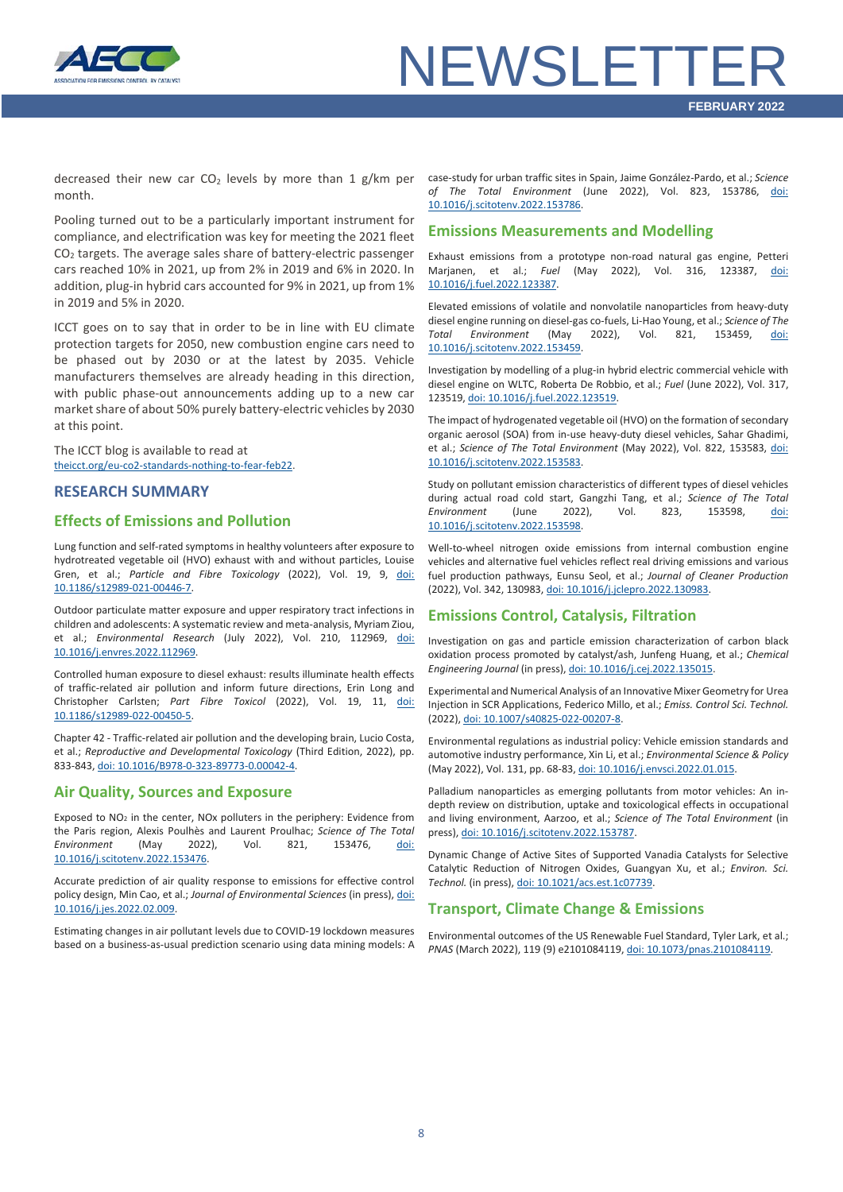decreased their new car $CO_2$ levels by more than 1 g/km per month.

Pooling turned out to be a particularly important instrument for compliance, and electrification was key for meeting the 2021 fleet $CO_2$ targets. The average sales share of battery-electric passenger cars reached 10% in 2021, up from 2% in 2019 and 6% in 2020. In addition, plug-in hybrid cars accounted for 9% in 2021, up from 1% in 2019 and 5% in 2020.

ICCT goes on to say that in order to be in line with EU climate protection targets for 2050, new combustion engine cars need to be phased out by 2030 or at the latest by 2035. Vehicle manufacturers themselves are already heading in this direction, with public phase-out announcements adding up to a new car market share of about 50% purely battery-electric vehicles by 2030 at this point.

The ICCT blog is available to read at theicct.org/eu-co2-standards-nothing-to-fear-feb22.

## RESEARCH SUMMARY

### Effects of Emissions and Pollution

Lung function and self-rated symptoms in healthy volunteers after exposure to hydrotreated vegetable oil (HVO) exhaust with and without particles, Louise Gren, et al.; *Particle and Fibre Toxicology* (2022), Vol. 19, 9, doi: 10.1186/s12989-021-00446-7.

Outdoor particulate matter exposure and upper respiratory tract infections in children and adolescents: A systematic review and meta-analysis, Myriam Ziou, et al.; *Environmental Research* (July 2022), Vol. 210, 112969, doi: 10.1016/j.envres.2022.112969.

Controlled human exposure to diesel exhaust: results illuminate health effects of traffic-related air pollution and inform future directions, Erin Long and Christopher Carlsten; *Part Fibre Toxicol* (2022), Vol. 19, 11, doi: 10.1186/s12989-022-00450-5.

Chapter 42 - Traffic-related air pollution and the developing brain, Lucio Costa, et al.; *Reproductive and Developmental Toxicology* (Third Edition, 2022), pp. 833-843, doi: 10.1016/B978-0-323-89773-0.00042-4.

### Air Quality, Sources and Exposure

Exposed to $NO_2$ in the center, NOx polluters in the periphery: Evidence from the Paris region, Alexis Poulhès and Laurent Proulhac; *Science of The Total Environment* (May 2022), Vol. 821, 153476, doi: 10.1016/j.scitotenv.2022.153476.

Accurate prediction of air quality response to emissions for effective control policy design, Min Cao, et al.; *Journal of Environmental Sciences* (in press), doi: 10.1016/j.jes.2022.02.009.

Estimating changes in air pollutant levels due to COVID-19 lockdown measures based on a business-as-usual prediction scenario using data mining models: A case-study for urban traffic sites in Spain, Jaime González-Pardo, et al.; *Science of The Total Environment* (June 2022), Vol. 823, 153786, doi: 10.1016/j.scitotenv.2022.153786.

### Emissions Measurements and Modelling

Exhaust emissions from a prototype non-road natural gas engine, Petteri Marjanen, et al.; *Fuel* (May 2022), Vol. 316, 123387, doi: 10.1016/j.fuel.2022.123387.

Elevated emissions of volatile and nonvolatile nanoparticles from heavy-duty diesel engine running on diesel-gas co-fuels, Li-Hao Young, et al.; *Science of The Total Environment* (May 2022), Vol. 821, 153459, doi: 10.1016/j.scitotenv.2022.153459.

Investigation by modelling of a plug-in hybrid electric commercial vehicle with diesel engine on WLTC, Roberta De Robbio, et al.; *Fuel* (June 2022), Vol. 317, 123519, doi: 10.1016/j.fuel.2022.123519.

The impact of hydrogenated vegetable oil (HVO) on the formation of secondary organic aerosol (SOA) from in-use heavy-duty diesel vehicles, Sahar Ghadimi, et al.; *Science of The Total Environment* (May 2022), Vol. 822, 153583, doi: 10.1016/j.scitotenv.2022.153583.

Study on pollutant emission characteristics of different types of diesel vehicles during actual road cold start, Gangzhi Tang, et al.; *Science of The Total Environment* (June 2022), Vol. 823, 153598, doi: 10.1016/j.scitotenv.2022.153598.

Well-to-wheel nitrogen oxide emissions from internal combustion engine vehicles and alternative fuel vehicles reflect real driving emissions and various fuel production pathways, Eunsu Seol, et al.; *Journal of Cleaner Production* (2022), Vol. 342, 130983, doi: 10.1016/j.jclepro.2022.130983.

### Emissions Control, Catalysis, Filtration

Investigation on gas and particle emission characterization of carbon black oxidation process promoted by catalyst/ash, Junfeng Huang, et al.; *Chemical Engineering Journal* (in press), doi: 10.1016/j.cej.2022.135015.

Experimental and Numerical Analysis of an Innovative Mixer Geometry for Urea Injection in SCR Applications, Federico Millo, et al.; *Emiss. Control Sci. Technol.* (2022), doi: 10.1007/s40825-022-00207-8.

Environmental regulations as industrial policy: Vehicle emission standards and automotive industry performance, Xin Li, et al.; *Environmental Science & Policy* (May 2022), Vol. 131, pp. 68-83, doi: 10.1016/j.envsci.2022.01.015.

Palladium nanoparticles as emerging pollutants from motor vehicles: An in-depth review on distribution, uptake and toxicological effects in occupational and living environment, Aarzoo, et al.; *Science of The Total Environment* (in press), doi: 10.1016/j.scitotenv.2022.153787.

Dynamic Change of Active Sites of Supported Vanadia Catalysts for Selective Catalytic Reduction of Nitrogen Oxides, Guangyan Xu, et al.; *Environ. Sci. Technol.* (in press), doi: 10.1021/acs.est.1c07739.

### Transport, Climate Change & Emissions

Environmental outcomes of the US Renewable Fuel Standard, Tyler Lark, et al.; *PNAS* (March 2022), 119 (9) e2101084119, doi: 10.1073/pnas.2101084119.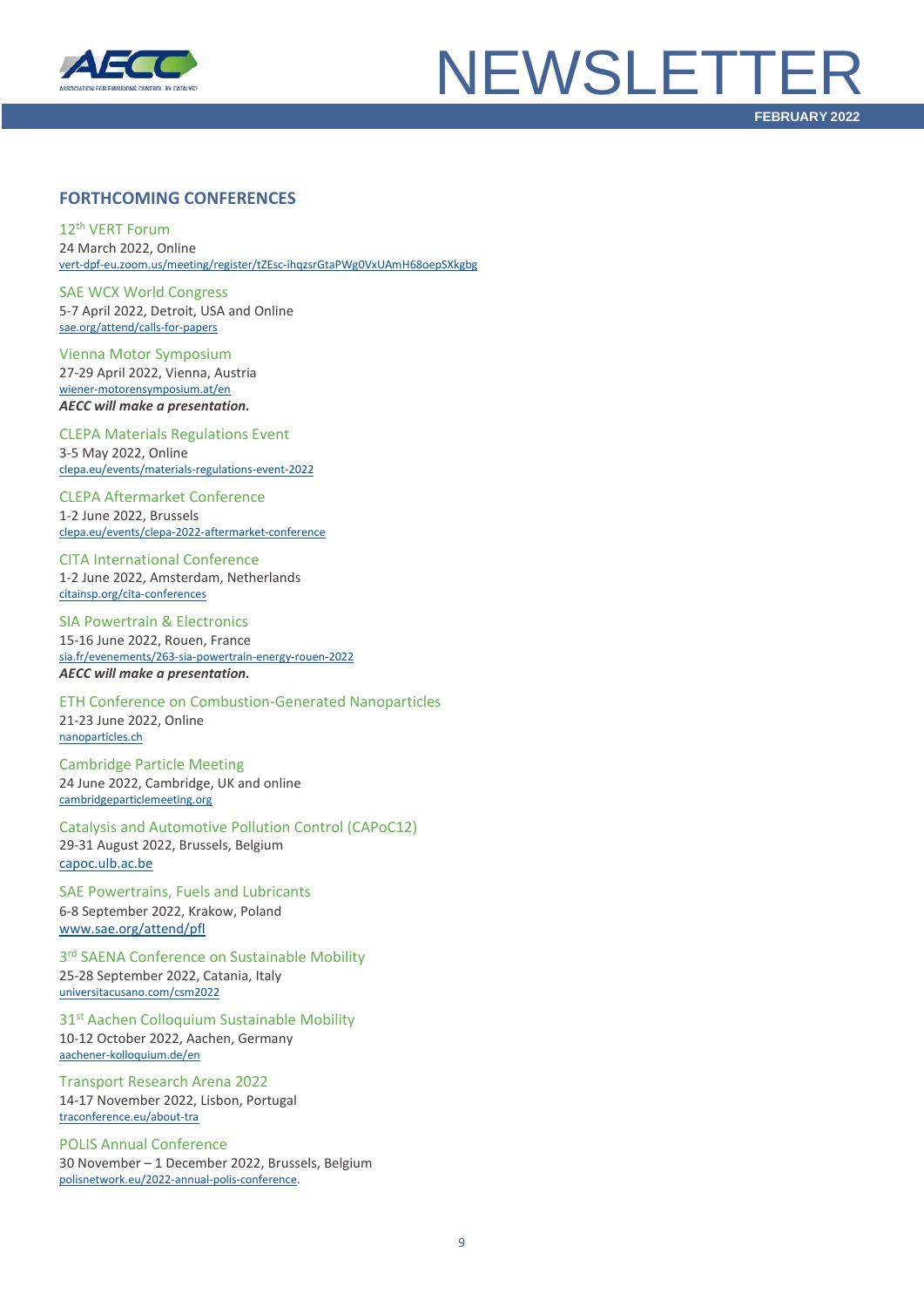## FORTHCOMING CONFERENCES

12th VERT Forum
24 March 2022, Online
vert-dpf-eu.zoom.us/meeting/register/tZEsc-ihqzsrGtaPWg0VxUAmH68oepSXkgbg

SAE WCX World Congress
5-7 April 2022, Detroit, USA and Online
sae.org/attend/calls-for-papers

Vienna Motor Symposium
27-29 April 2022, Vienna, Austria
wiener-motorensymposium.at/en
***AECC will make a presentation.***

CLEPA Materials Regulations Event
3-5 May 2022, Online
clepa.eu/events/materials-regulations-event-2022

CLEPA Aftermarket Conference
1-2 June 2022, Brussels
clepa.eu/events/clepa-2022-aftermarket-conference

CITA International Conference
1-2 June 2022, Amsterdam, Netherlands
citainsp.org/cita-conferences

SIA Powertrain & Electronics
15-16 June 2022, Rouen, France
sia.fr/evenements/263-sia-powertrain-energy-rouen-2022
***AECC will make a presentation.***

ETH Conference on Combustion-Generated Nanoparticles
21-23 June 2022, Online
nanoparticles.ch

Cambridge Particle Meeting
24 June 2022, Cambridge, UK and online
cambridgeparticlemeeting.org

Catalysis and Automotive Pollution Control (CAPoC12)
29-31 August 2022, Brussels, Belgium
capoc.ulb.ac.be

SAE Powertrains, Fuels and Lubricants
6-8 September 2022, Krakow, Poland
www.sae.org/attend/pfl

3rd SAENA Conference on Sustainable Mobility
25-28 September 2022, Catania, Italy
universitacusano.com/csm2022

31st Aachen Colloquium Sustainable Mobility
10-12 October 2022, Aachen, Germany
aachener-kolloquium.de/en

Transport Research Arena 2022
14-17 November 2022, Lisbon, Portugal
traconference.eu/about-tra

POLIS Annual Conference
30 November – 1 December 2022, Brussels, Belgium
polisnetwork.eu/2022-annual-polis-conference.